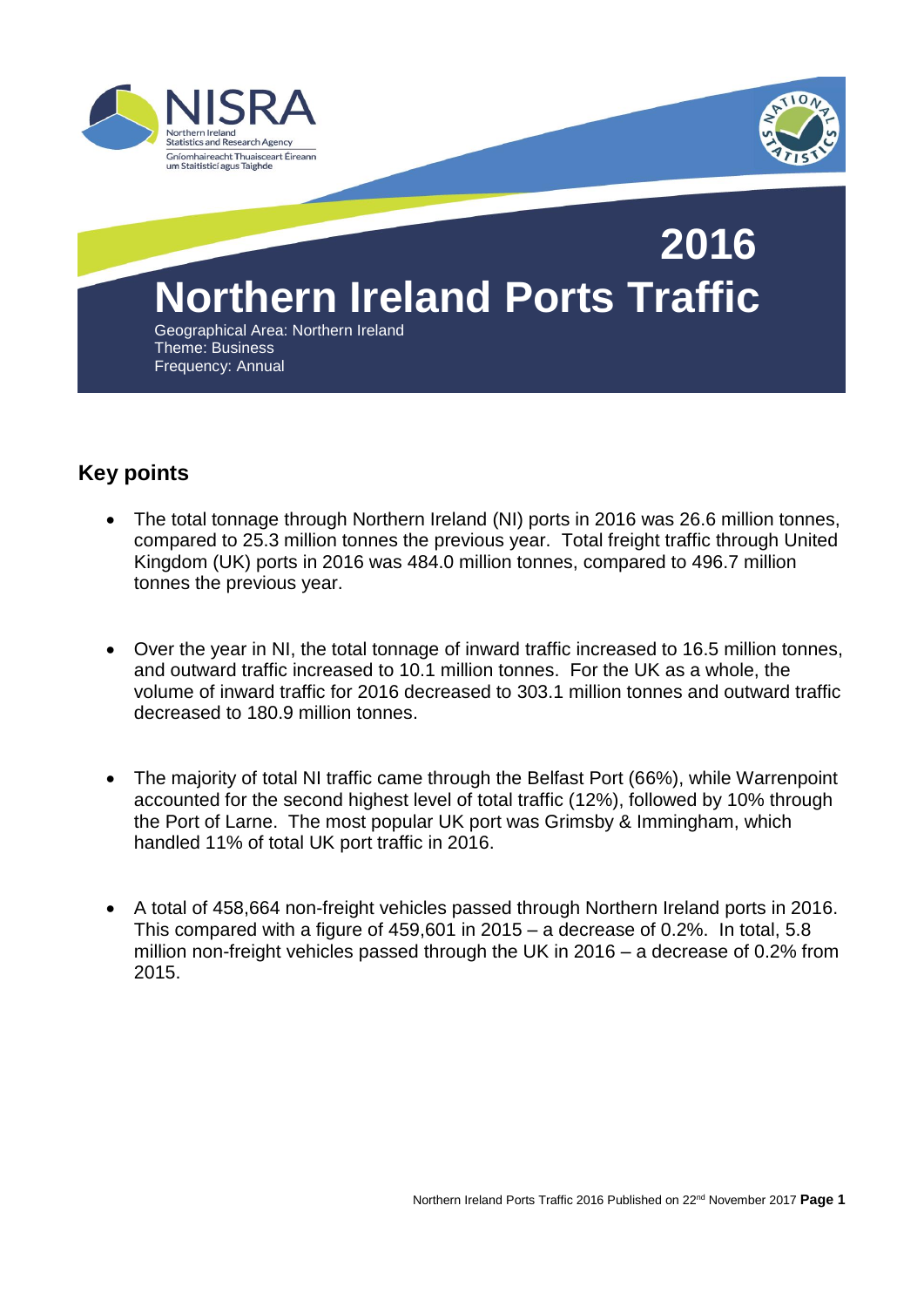# 2016

# Northern Ireland Ports Traffic

Geographical Area: Northern Ireland
Theme: Business
Frequency: Annual

## Key points

- The total tonnage through Northern Ireland (NI) ports in 2016 was 26.6 million tonnes, compared to 25.3 million tonnes the previous year. Total freight traffic through United Kingdom (UK) ports in 2016 was 484.0 million tonnes, compared to 496.7 million tonnes the previous year.

- Over the year in NI, the total tonnage of inward traffic increased to 16.5 million tonnes, and outward traffic increased to 10.1 million tonnes. For the UK as a whole, the volume of inward traffic for 2016 decreased to 303.1 million tonnes and outward traffic decreased to 180.9 million tonnes.

- The majority of total NI traffic came through the Belfast Port (66%), while Warrenpoint accounted for the second highest level of total traffic (12%), followed by 10% through the Port of Larne. The most popular UK port was Grimsby & Immingham, which handled 11% of total UK port traffic in 2016.

- A total of 458,664 non-freight vehicles passed through Northern Ireland ports in 2016. This compared with a figure of 459,601 in 2015 – a decrease of 0.2%. In total, 5.8 million non-freight vehicles passed through the UK in 2016 – a decrease of 0.2% from 2015.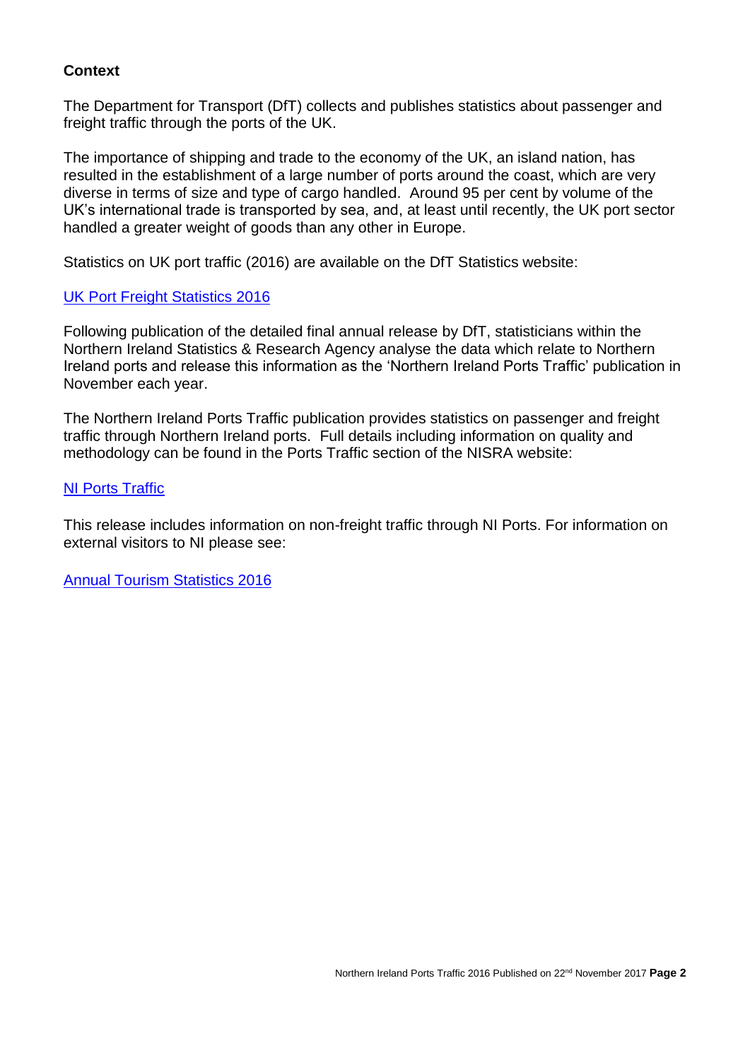**Context**

The Department for Transport (DfT) collects and publishes statistics about passenger and freight traffic through the ports of the UK.

The importance of shipping and trade to the economy of the UK, an island nation, has resulted in the establishment of a large number of ports around the coast, which are very diverse in terms of size and type of cargo handled. Around 95 per cent by volume of the UK's international trade is transported by sea, and, at least until recently, the UK port sector handled a greater weight of goods than any other in Europe.

Statistics on UK port traffic (2016) are available on the DfT Statistics website:

UK Port Freight Statistics 2016

Following publication of the detailed final annual release by DfT, statisticians within the Northern Ireland Statistics & Research Agency analyse the data which relate to Northern Ireland ports and release this information as the 'Northern Ireland Ports Traffic' publication in November each year.

The Northern Ireland Ports Traffic publication provides statistics on passenger and freight traffic through Northern Ireland ports. Full details including information on quality and methodology can be found in the Ports Traffic section of the NISRA website:

NI Ports Traffic

This release includes information on non-freight traffic through NI Ports. For information on external visitors to NI please see:

Annual Tourism Statistics 2016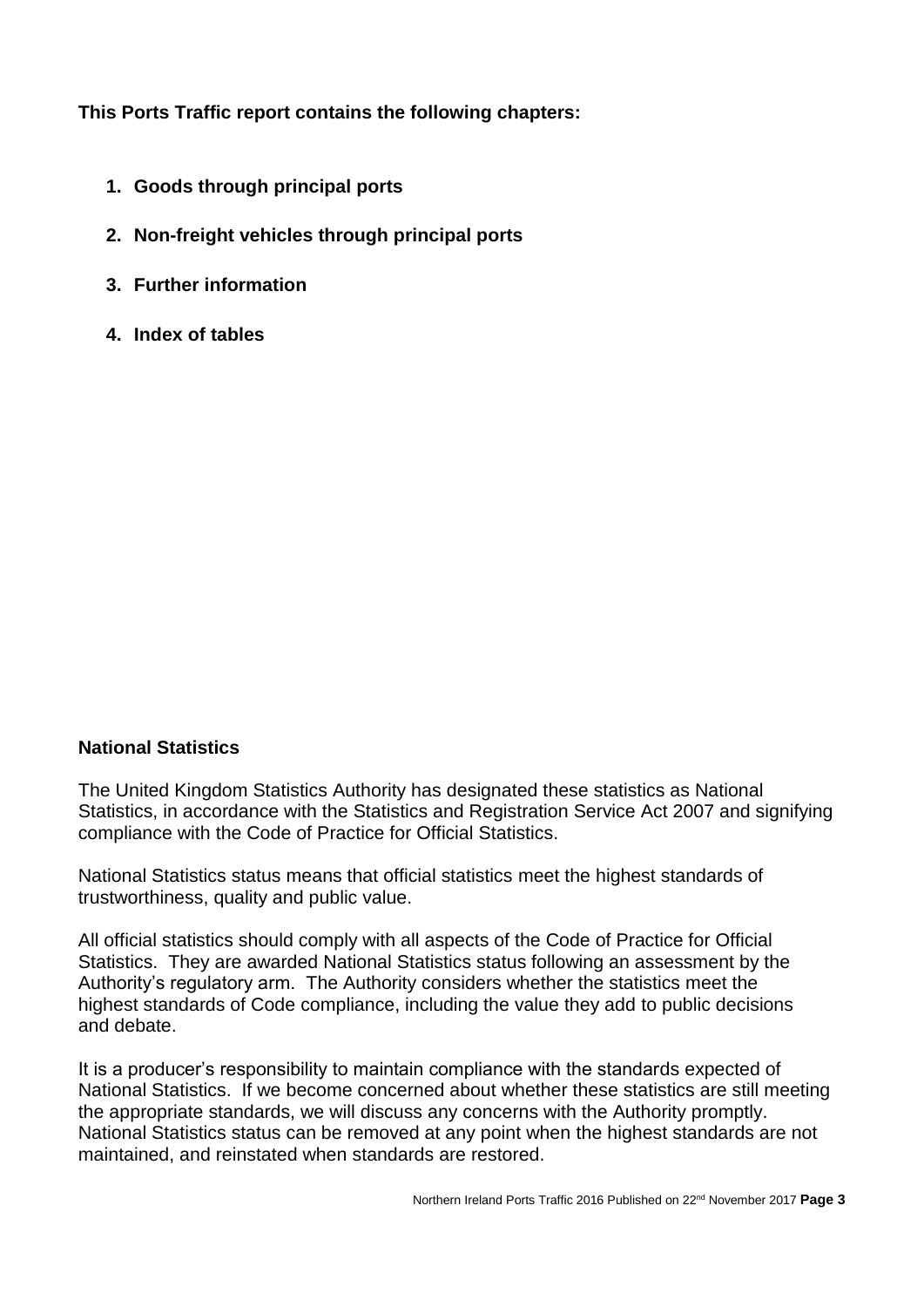**This Ports Traffic report contains the following chapters:**

1. **Goods through principal ports**
2. **Non-freight vehicles through principal ports**
3. **Further information**
4. **Index of tables**

## National Statistics

The United Kingdom Statistics Authority has designated these statistics as National Statistics, in accordance with the Statistics and Registration Service Act 2007 and signifying compliance with the Code of Practice for Official Statistics.

National Statistics status means that official statistics meet the highest standards of trustworthiness, quality and public value.

All official statistics should comply with all aspects of the Code of Practice for Official Statistics. They are awarded National Statistics status following an assessment by the Authority's regulatory arm. The Authority considers whether the statistics meet the highest standards of Code compliance, including the value they add to public decisions and debate.

It is a producer's responsibility to maintain compliance with the standards expected of National Statistics. If we become concerned about whether these statistics are still meeting the appropriate standards, we will discuss any concerns with the Authority promptly. National Statistics status can be removed at any point when the highest standards are not maintained, and reinstated when standards are restored.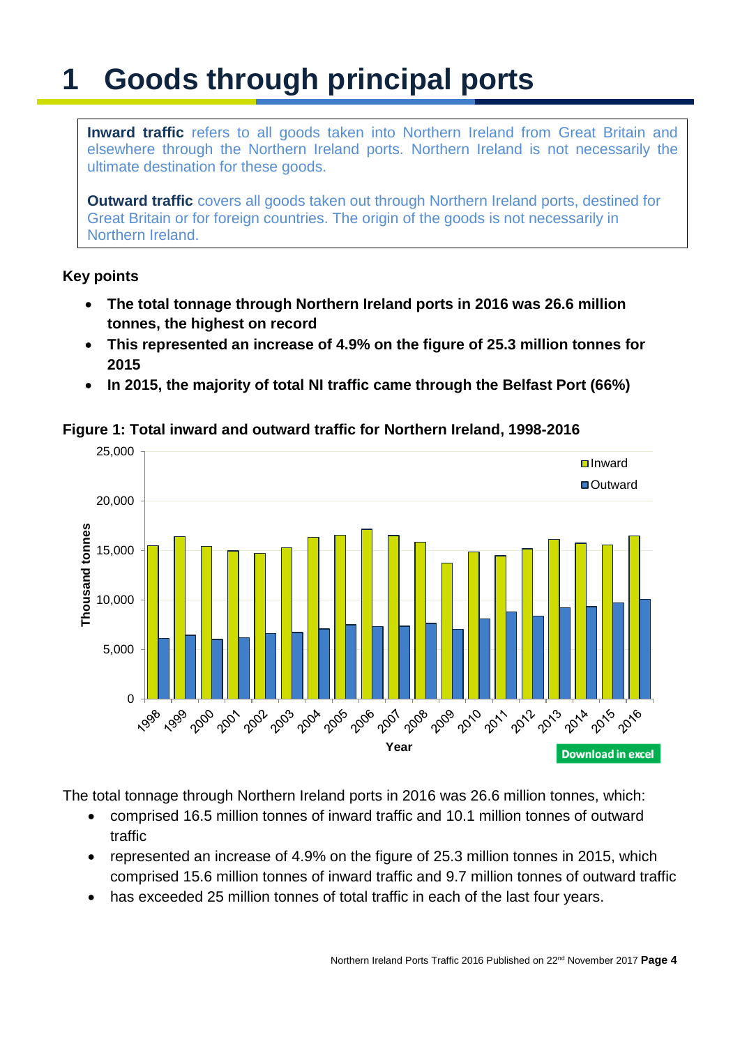# 1 Goods through principal ports

**Inward traffic** refers to all goods taken into Northern Ireland from Great Britain and elsewhere through the Northern Ireland ports. Northern Ireland is not necessarily the ultimate destination for these goods.

**Outward traffic** covers all goods taken out through Northern Ireland ports, destined for Great Britain or for foreign countries. The origin of the goods is not necessarily in Northern Ireland.

**Key points**

- **The total tonnage through Northern Ireland ports in 2016 was 26.6 million tonnes, the highest on record**
- **This represented an increase of 4.9% on the figure of 25.3 million tonnes for 2015**
- **In 2015, the majority of total NI traffic came through the Belfast Port (66%)**

**Figure 1: Total inward and outward traffic for Northern Ireland, 1998-2016**

Download in excel

The total tonnage through Northern Ireland ports in 2016 was 26.6 million tonnes, which:

- comprised 16.5 million tonnes of inward traffic and 10.1 million tonnes of outward traffic
- represented an increase of 4.9% on the figure of 25.3 million tonnes in 2015, which comprised 15.6 million tonnes of inward traffic and 9.7 million tonnes of outward traffic
- has exceeded 25 million tonnes of total traffic in each of the last four years.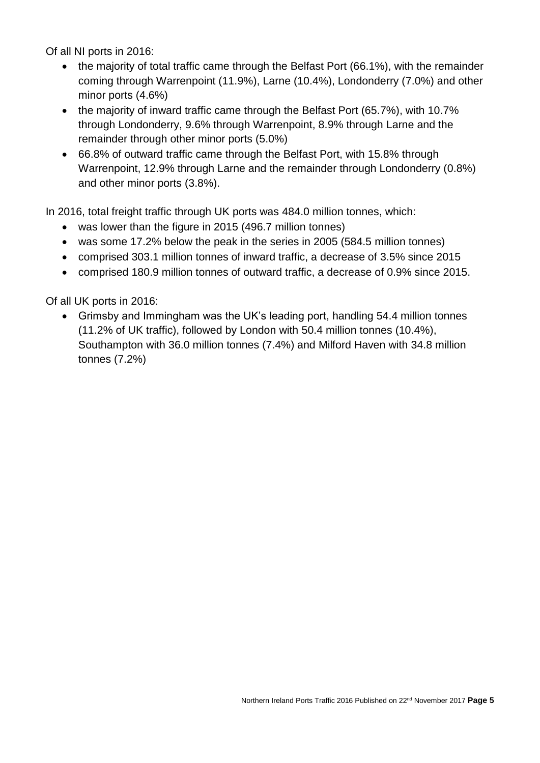Of all NI ports in 2016:

- the majority of total traffic came through the Belfast Port (66.1%), with the remainder coming through Warrenpoint (11.9%), Larne (10.4%), Londonderry (7.0%) and other minor ports (4.6%)
- the majority of inward traffic came through the Belfast Port (65.7%), with 10.7% through Londonderry, 9.6% through Warrenpoint, 8.9% through Larne and the remainder through other minor ports (5.0%)
- 66.8% of outward traffic came through the Belfast Port, with 15.8% through Warrenpoint, 12.9% through Larne and the remainder through Londonderry (0.8%) and other minor ports (3.8%).

In 2016, total freight traffic through UK ports was 484.0 million tonnes, which:

- was lower than the figure in 2015 (496.7 million tonnes)
- was some 17.2% below the peak in the series in 2005 (584.5 million tonnes)
- comprised 303.1 million tonnes of inward traffic, a decrease of 3.5% since 2015
- comprised 180.9 million tonnes of outward traffic, a decrease of 0.9% since 2015.

Of all UK ports in 2016:

- Grimsby and Immingham was the UK's leading port, handling 54.4 million tonnes (11.2% of UK traffic), followed by London with 50.4 million tonnes (10.4%), Southampton with 36.0 million tonnes (7.4%) and Milford Haven with 34.8 million tonnes (7.2%)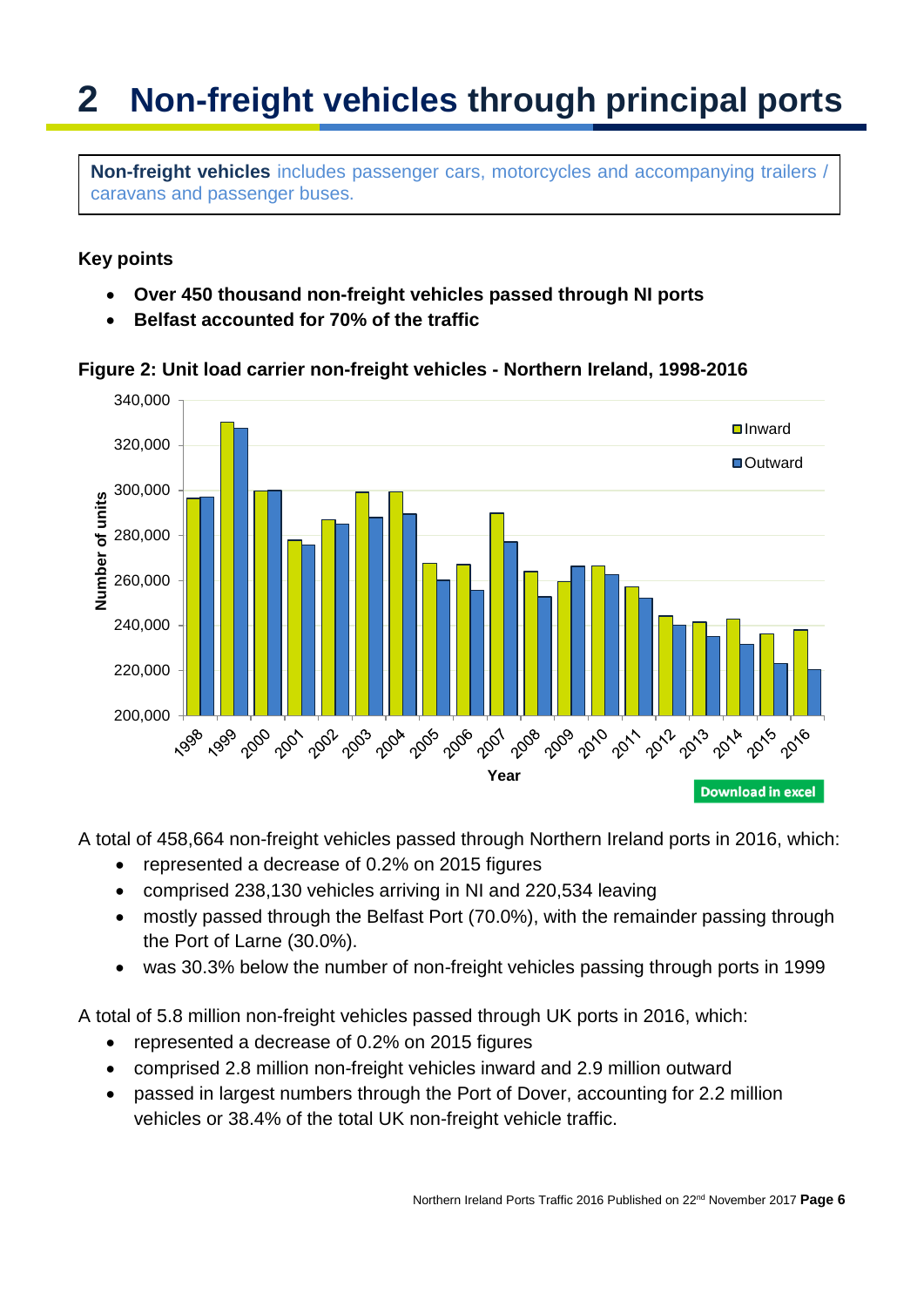# 2 Non-freight vehicles through principal ports

**Non-freight vehicles** includes passenger cars, motorcycles and accompanying trailers / caravans and passenger buses.

**Key points**

- **Over 450 thousand non-freight vehicles passed through NI ports**
- **Belfast accounted for 70% of the traffic**

**Figure 2: Unit load carrier non-freight vehicles - Northern Ireland, 1998-2016**

Download in excel

A total of 458,664 non-freight vehicles passed through Northern Ireland ports in 2016, which:

- represented a decrease of 0.2% on 2015 figures
- comprised 238,130 vehicles arriving in NI and 220,534 leaving
- mostly passed through the Belfast Port (70.0%), with the remainder passing through the Port of Larne (30.0%).
- was 30.3% below the number of non-freight vehicles passing through ports in 1999

A total of 5.8 million non-freight vehicles passed through UK ports in 2016, which:

- represented a decrease of 0.2% on 2015 figures
- comprised 2.8 million non-freight vehicles inward and 2.9 million outward
- passed in largest numbers through the Port of Dover, accounting for 2.2 million vehicles or 38.4% of the total UK non-freight vehicle traffic.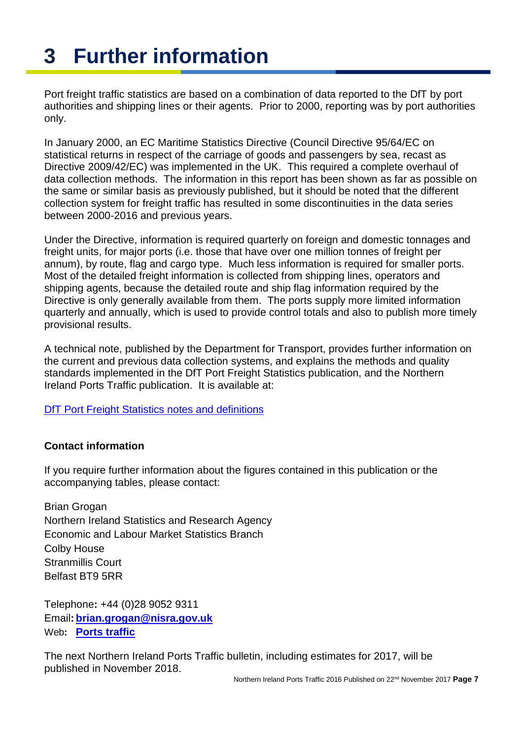# 3 Further information

Port freight traffic statistics are based on a combination of data reported to the DfT by port authorities and shipping lines or their agents. Prior to 2000, reporting was by port authorities only.

In January 2000, an EC Maritime Statistics Directive (Council Directive 95/64/EC on statistical returns in respect of the carriage of goods and passengers by sea, recast as Directive 2009/42/EC) was implemented in the UK. This required a complete overhaul of data collection methods. The information in this report has been shown as far as possible on the same or similar basis as previously published, but it should be noted that the different collection system for freight traffic has resulted in some discontinuities in the data series between 2000-2016 and previous years.

Under the Directive, information is required quarterly on foreign and domestic tonnages and freight units, for major ports (i.e. those that have over one million tonnes of freight per annum), by route, flag and cargo type. Much less information is required for smaller ports. Most of the detailed freight information is collected from shipping lines, operators and shipping agents, because the detailed route and ship flag information required by the Directive is only generally available from them. The ports supply more limited information quarterly and annually, which is used to provide control totals and also to publish more timely provisional results.

A technical note, published by the Department for Transport, provides further information on the current and previous data collection systems, and explains the methods and quality standards implemented in the DfT Port Freight Statistics publication, and the Northern Ireland Ports Traffic publication. It is available at:

DfT Port Freight Statistics notes and definitions

**Contact information**

If you require further information about the figures contained in this publication or the accompanying tables, please contact:

Brian Grogan
Northern Ireland Statistics and Research Agency
Economic and Labour Market Statistics Branch
Colby House
Stranmillis Court
Belfast BT9 5RR

Telephone**:** +44 (0)28 9052 9311
Email**: brian.grogan@nisra.gov.uk**
Web**: Ports traffic**

The next Northern Ireland Ports Traffic bulletin, including estimates for 2017, will be published in November 2018.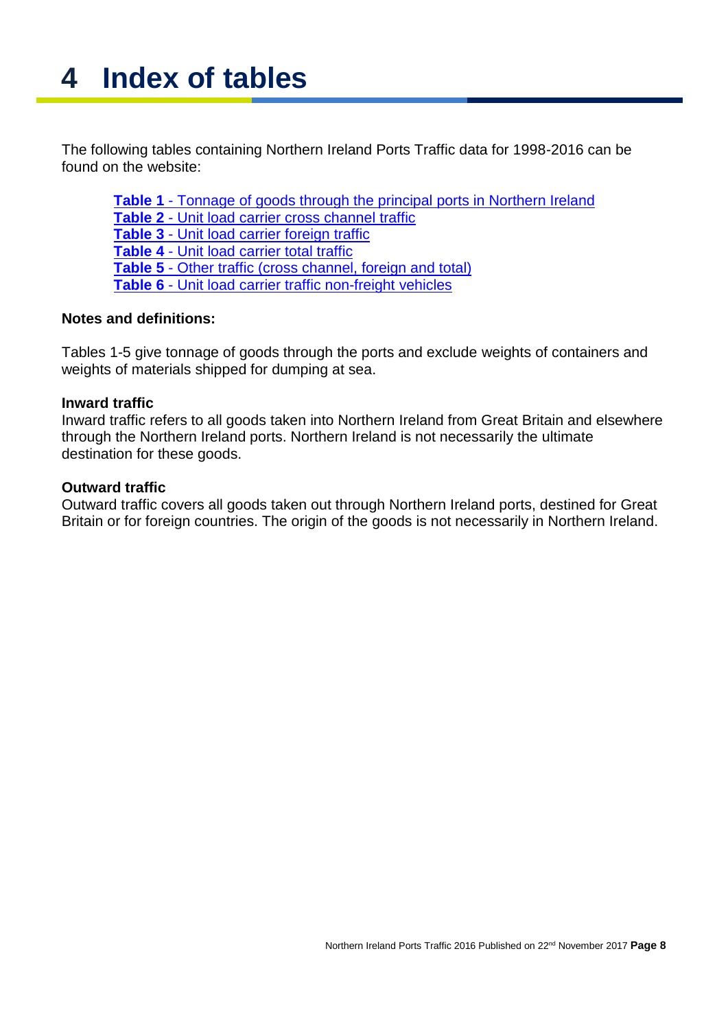# 4 Index of tables

The following tables containing Northern Ireland Ports Traffic data for 1998-2016 can be found on the website:

- **Table 1** - Tonnage of goods through the principal ports in Northern Ireland
- **Table 2** - Unit load carrier cross channel traffic
- **Table 3** - Unit load carrier foreign traffic
- **Table 4** - Unit load carrier total traffic
- **Table 5** - Other traffic (cross channel, foreign and total)
- **Table 6** - Unit load carrier traffic non-freight vehicles

**Notes and definitions:**

Tables 1-5 give tonnage of goods through the ports and exclude weights of containers and weights of materials shipped for dumping at sea.

**Inward traffic**
Inward traffic refers to all goods taken into Northern Ireland from Great Britain and elsewhere through the Northern Ireland ports. Northern Ireland is not necessarily the ultimate destination for these goods.

**Outward traffic**
Outward traffic covers all goods taken out through Northern Ireland ports, destined for Great Britain or for foreign countries. The origin of the goods is not necessarily in Northern Ireland.